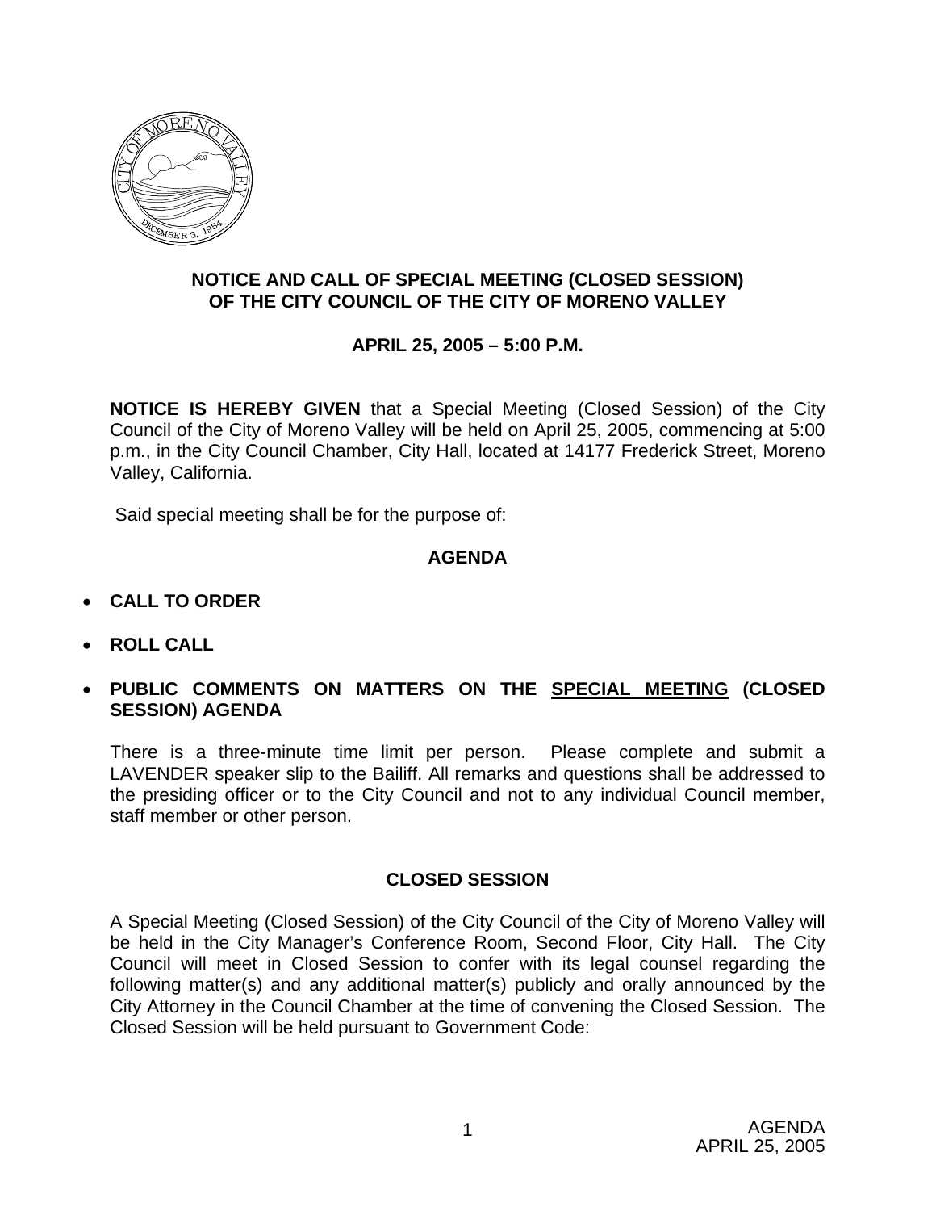**NOTICE AND CALL OF SPECIAL MEETING (CLOSED SESSION) OF THE CITY COUNCIL OF THE CITY OF MORENO VALLEY**

**APRIL 25, 2005 – 5:00 P.M.**

**NOTICE IS HEREBY GIVEN** that a Special Meeting (Closed Session) of the City Council of the City of Moreno Valley will be held on April 25, 2005, commencing at 5:00 p.m., in the City Council Chamber, City Hall, located at 14177 Frederick Street, Moreno Valley, California.

Said special meeting shall be for the purpose of:

## AGENDA

- **CALL TO ORDER**
- **ROLL CALL**
- **PUBLIC COMMENTS ON MATTERS ON THE SPECIAL MEETING (CLOSED SESSION) AGENDA**

  There is a three-minute time limit per person. Please complete and submit a LAVENDER speaker slip to the Bailiff. All remarks and questions shall be addressed to the presiding officer or to the City Council and not to any individual Council member, staff member or other person.

## CLOSED SESSION

A Special Meeting (Closed Session) of the City Council of the City of Moreno Valley will be held in the City Manager's Conference Room, Second Floor, City Hall. The City Council will meet in Closed Session to confer with its legal counsel regarding the following matter(s) and any additional matter(s) publicly and orally announced by the City Attorney in the Council Chamber at the time of convening the Closed Session. The Closed Session will be held pursuant to Government Code: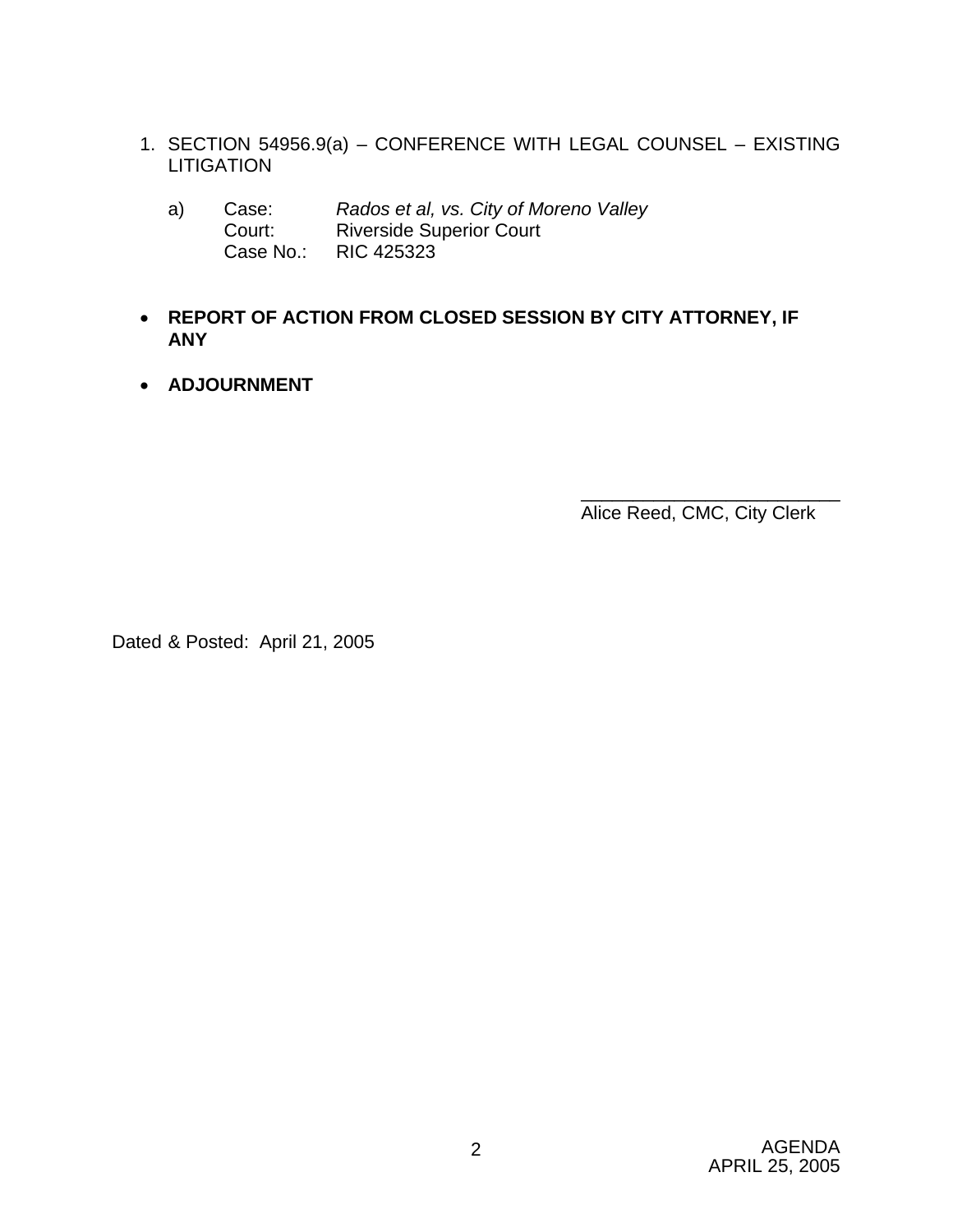1. SECTION 54956.9(a) – CONFERENCE WITH LEGAL COUNSEL – EXISTING LITIGATION

   a) Case: *Rados et al, vs. City of Moreno Valley*
   Court: Riverside Superior Court
   Case No.: RIC 425323

- **REPORT OF ACTION FROM CLOSED SESSION BY CITY ATTORNEY, IF ANY**
- **ADJOURNMENT**

\_\_\_\_\_\_\_\_\_\_\_\_\_\_\_\_\_\_\_\_\_\_\_\_\_\_
Alice Reed, CMC, City Clerk

Dated & Posted: April 21, 2005